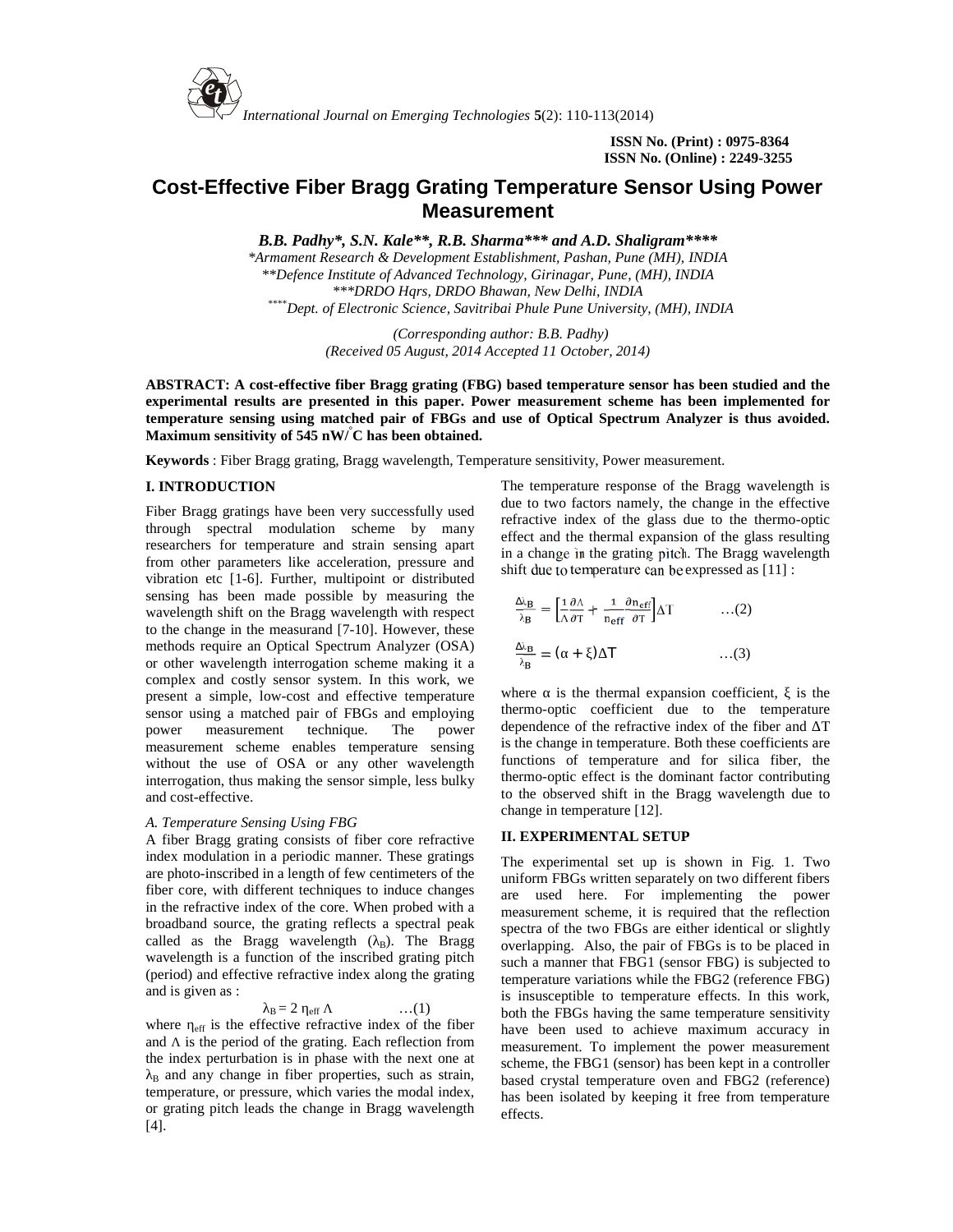ISSN No. (Print) : 0975-8364
ISSN No. (Online) : 2249-3255

# Cost-Effective Fiber Bragg Grating Temperature Sensor Using Power Measurement

***B.B. Padhy\*, S.N. Kale\*\*, R.B. Sharma\*\*\* and A.D. Shaligram\*\*\*\****

*\*Armament Research & Development Establishment, Pashan, Pune (MH), INDIA*
*\*\*Defence Institute of Advanced Technology, Girinagar, Pune, (MH), INDIA*
*\*\*\*DRDO Hqrs, DRDO Bhawan, New Delhi, INDIA*
*\*\*\*\*Dept. of Electronic Science, Savitribai Phule Pune University, (MH), INDIA*

*(Corresponding author: B.B. Padhy)*
*(Received 05 August, 2014 Accepted 11 October, 2014)*

**ABSTRACT: A cost-effective fiber Bragg grating (FBG) based temperature sensor has been studied and the experimental results are presented in this paper. Power measurement scheme has been implemented for temperature sensing using matched pair of FBGs and use of Optical Spectrum Analyzer is thus avoided. Maximum sensitivity of 545 nW/°C has been obtained.**

**Keywords** : Fiber Bragg grating, Bragg wavelength, Temperature sensitivity, Power measurement.

## I. INTRODUCTION

Fiber Bragg gratings have been very successfully used through spectral modulation scheme by many researchers for temperature and strain sensing apart from other parameters like acceleration, pressure and vibration etc [1-6]. Further, multipoint or distributed sensing has been made possible by measuring the wavelength shift on the Bragg wavelength with respect to the change in the measurand [7-10]. However, these methods require an Optical Spectrum Analyzer (OSA) or other wavelength interrogation scheme making it a complex and costly sensor system. In this work, we present a simple, low-cost and effective temperature sensor using a matched pair of FBGs and employing power measurement technique. The power measurement scheme enables temperature sensing without the use of OSA or any other wavelength interrogation, thus making the sensor simple, less bulky and cost-effective.

### *A. Temperature Sensing Using FBG*

A fiber Bragg grating consists of fiber core refractive index modulation in a periodic manner. These gratings are photo-inscribed in a length of few centimeters of the fiber core, with different techniques to induce changes in the refractive index of the core. When probed with a broadband source, the grating reflects a spectral peak called as the Bragg wavelength ($\lambda_B$). The Bragg wavelength is a function of the inscribed grating pitch (period) and effective refractive index along the grating and is given as :

$$\lambda_B = 2\,\eta_{eff}\,\Lambda \qquad \ldots(1)$$

where $\eta_{eff}$ is the effective refractive index of the fiber and $\Lambda$ is the period of the grating. Each reflection from the index perturbation is in phase with the next one at $\lambda_B$ and any change in fiber properties, such as strain, temperature, or pressure, which varies the modal index, or grating pitch leads the change in Bragg wavelength [4].

The temperature response of the Bragg wavelength is due to two factors namely, the change in the effective refractive index of the glass due to the thermo-optic effect and the thermal expansion of the glass resulting in a change in the grating pitch. The Bragg wavelength shift due to temperature can be expressed as [11] :

$$\frac{\Delta\lambda_B}{\lambda_B} = \left[\frac{1}{\Lambda}\frac{\partial\Lambda}{\partial T} + \frac{1}{n_{eff}}\frac{\partial n_{eff}}{\partial T}\right]\Delta T \qquad \ldots(2)$$

$$\frac{\Delta\lambda_B}{\lambda_B} = (\alpha + \xi)\Delta T \qquad \ldots(3)$$

where $\alpha$ is the thermal expansion coefficient, $\xi$ is the thermo-optic coefficient due to the temperature dependence of the refractive index of the fiber and $\Delta T$ is the change in temperature. Both these coefficients are functions of temperature and for silica fiber, the thermo-optic effect is the dominant factor contributing to the observed shift in the Bragg wavelength due to change in temperature [12].

## II. EXPERIMENTAL SETUP

The experimental set up is shown in Fig. 1. Two uniform FBGs written separately on two different fibers are used here. For implementing the power measurement scheme, it is required that the reflection spectra of the two FBGs are either identical or slightly overlapping. Also, the pair of FBGs is to be placed in such a manner that FBG1 (sensor FBG) is subjected to temperature variations while the FBG2 (reference FBG) is insusceptible to temperature effects. In this work, both the FBGs having the same temperature sensitivity have been used to achieve maximum accuracy in measurement. To implement the power measurement scheme, the FBG1 (sensor) has been kept in a controller based crystal temperature oven and FBG2 (reference) has been isolated by keeping it free from temperature effects.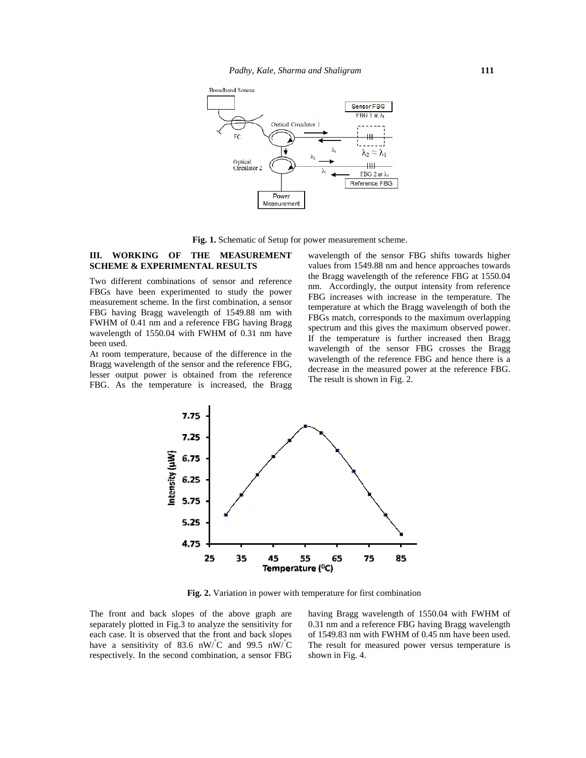Fig. 1. Schematic of Setup for power measurement scheme.

## III. WORKING OF THE MEASUREMENT SCHEME & EXPERIMENTAL RESULTS

Two different combinations of sensor and reference FBGs have been experimented to study the power measurement scheme. In the first combination, a sensor FBG having Bragg wavelength of 1549.88 nm with FWHM of 0.41 nm and a reference FBG having Bragg wavelength of 1550.04 with FWHM of 0.31 nm have been used.

At room temperature, because of the difference in the Bragg wavelength of the sensor and the reference FBG, lesser output power is obtained from the reference FBG. As the temperature is increased, the Bragg wavelength of the sensor FBG shifts towards higher values from 1549.88 nm and hence approaches towards the Bragg wavelength of the reference FBG at 1550.04 nm. Accordingly, the output intensity from reference FBG increases with increase in the temperature. The temperature at which the Bragg wavelength of both the FBGs match, corresponds to the maximum overlapping spectrum and this gives the maximum observed power. If the temperature is further increased then Bragg wavelength of the sensor FBG crosses the Bragg wavelength of the reference FBG and hence there is a decrease in the measured power at the reference FBG. The result is shown in Fig. 2.

Fig. 2. Variation in power with temperature for first combination

The front and back slopes of the above graph are separately plotted in Fig.3 to analyze the sensitivity for each case. It is observed that the front and back slopes have a sensitivity of 83.6 nW/°C and 99.5 nW/°C respectively. In the second combination, a sensor FBG having Bragg wavelength of 1550.04 with FWHM of 0.31 nm and a reference FBG having Bragg wavelength of 1549.83 nm with FWHM of 0.45 nm have been used. The result for measured power versus temperature is shown in Fig. 4.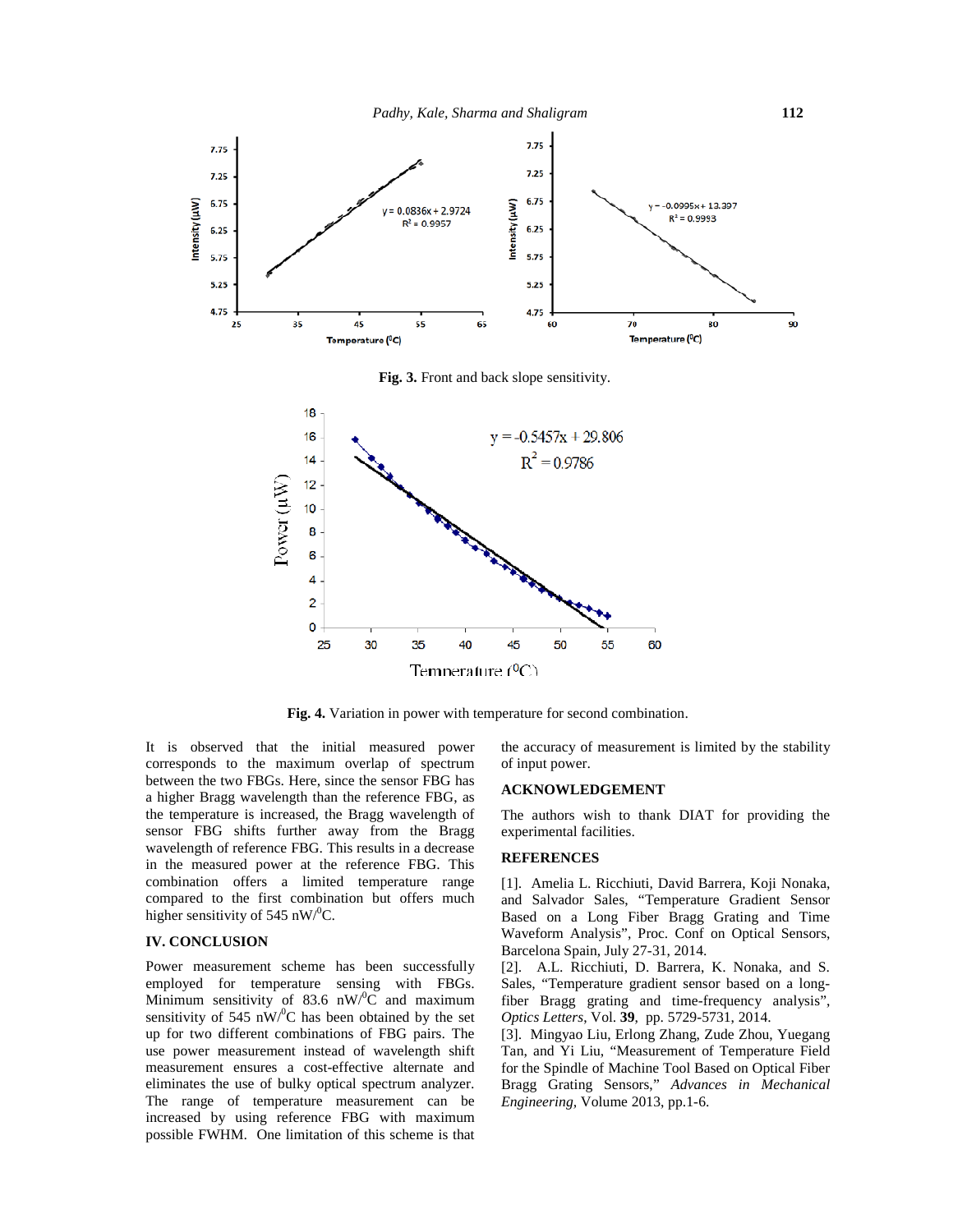**Fig. 3.** Front and back slope sensitivity.

**Fig. 4.** Variation in power with temperature for second combination.

It is observed that the initial measured power corresponds to the maximum overlap of spectrum between the two FBGs. Here, since the sensor FBG has a higher Bragg wavelength than the reference FBG, as the temperature is increased, the Bragg wavelength of sensor FBG shifts further away from the Bragg wavelength of reference FBG. This results in a decrease in the measured power at the reference FBG. This combination offers a limited temperature range compared to the first combination but offers much higher sensitivity of 545 nW/$^0$C.

## IV. CONCLUSION

Power measurement scheme has been successfully employed for temperature sensing with FBGs. Minimum sensitivity of 83.6 nW/$^0$C and maximum sensitivity of 545 nW/$^0$C has been obtained by the set up for two different combinations of FBG pairs. The use power measurement instead of wavelength shift measurement ensures a cost-effective alternate and eliminates the use of bulky optical spectrum analyzer. The range of temperature measurement can be increased by using reference FBG with maximum possible FWHM. One limitation of this scheme is that the accuracy of measurement is limited by the stability of input power.

## ACKNOWLEDGEMENT

The authors wish to thank DIAT for providing the experimental facilities.

## REFERENCES

[1]. Amelia L. Ricchiuti, David Barrera, Koji Nonaka, and Salvador Sales, "Temperature Gradient Sensor Based on a Long Fiber Bragg Grating and Time Waveform Analysis", Proc. Conf on Optical Sensors, Barcelona Spain, July 27-31, 2014.

[2]. A.L. Ricchiuti, D. Barrera, K. Nonaka, and S. Sales, "Temperature gradient sensor based on a long-fiber Bragg grating and time-frequency analysis", *Optics Letters*, Vol. **39**, pp. 5729-5731, 2014.

[3]. Mingyao Liu, Erlong Zhang, Zude Zhou, Yuegang Tan, and Yi Liu, "Measurement of Temperature Field for the Spindle of Machine Tool Based on Optical Fiber Bragg Grating Sensors," *Advances in Mechanical Engineering*, Volume 2013, pp.1-6.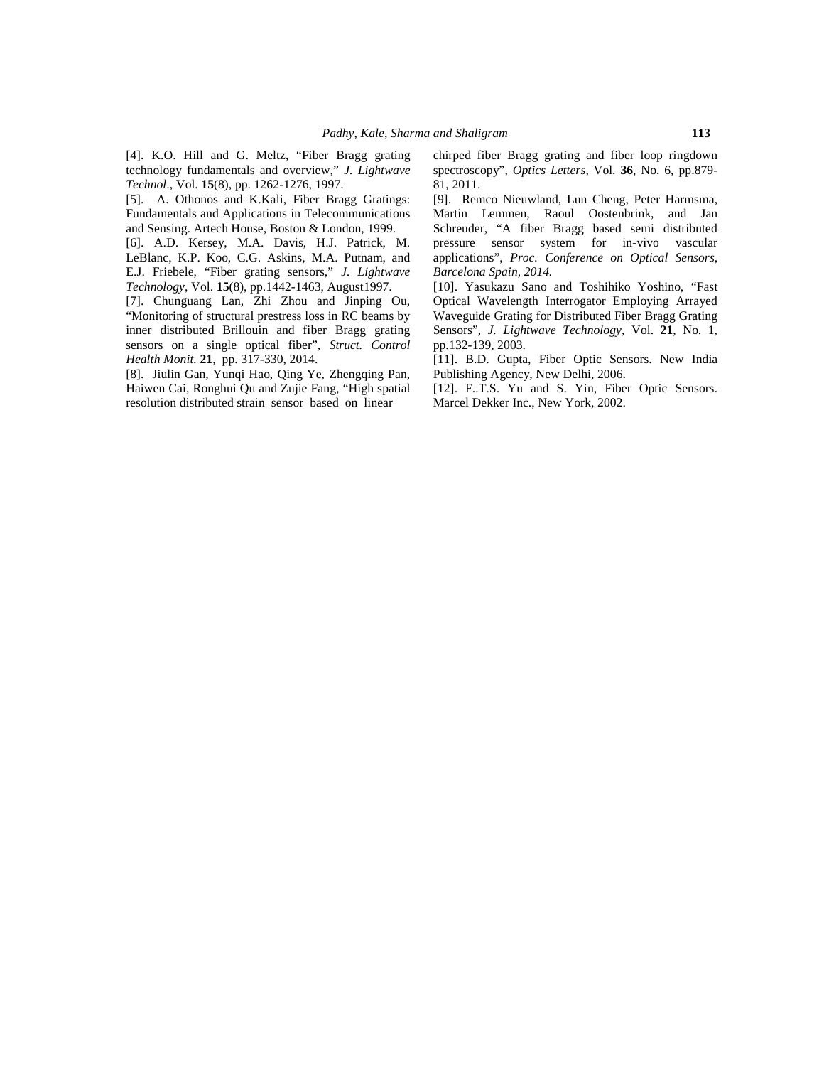[4]. K.O. Hill and G. Meltz, "Fiber Bragg grating technology fundamentals and overview," *J. Lightwave Technol*., Vol. **15**(8), pp. 1262-1276, 1997.

[5]. A. Othonos and K.Kali, Fiber Bragg Gratings: Fundamentals and Applications in Telecommunications and Sensing. Artech House, Boston & London, 1999.

[6]. A.D. Kersey, M.A. Davis, H.J. Patrick, M. LeBlanc, K.P. Koo, C.G. Askins, M.A. Putnam, and E.J. Friebele, "Fiber grating sensors," *J. Lightwave Technology*, Vol. **15**(8), pp.1442-1463, August1997.

[7]. Chunguang Lan, Zhi Zhou and Jinping Ou, "Monitoring of structural prestress loss in RC beams by inner distributed Brillouin and fiber Bragg grating sensors on a single optical fiber", *Struct. Control Health Monit.* **21**, pp. 317-330, 2014.

[8]. Jiulin Gan, Yunqi Hao, Qing Ye, Zhengqing Pan, Haiwen Cai, Ronghui Qu and Zujie Fang, "High spatial resolution distributed strain sensor based on linear chirped fiber Bragg grating and fiber loop ringdown spectroscopy", *Optics Letters*, Vol. **36**, No. 6, pp.879-81, 2011.

[9]. Remco Nieuwland, Lun Cheng, Peter Harmsma, Martin Lemmen, Raoul Oostenbrink, and Jan Schreuder, "A fiber Bragg based semi distributed pressure sensor system for in-vivo vascular applications", *Proc. Conference on Optical Sensors, Barcelona Spain, 2014.*

[10]. Yasukazu Sano and Toshihiko Yoshino, "Fast Optical Wavelength Interrogator Employing Arrayed Waveguide Grating for Distributed Fiber Bragg Grating Sensors", *J. Lightwave Technology*, Vol. **21**, No. 1, pp.132-139, 2003.

[11]. B.D. Gupta, Fiber Optic Sensors. New India Publishing Agency, New Delhi, 2006.

[12]. F..T.S. Yu and S. Yin, Fiber Optic Sensors. Marcel Dekker Inc., New York, 2002.